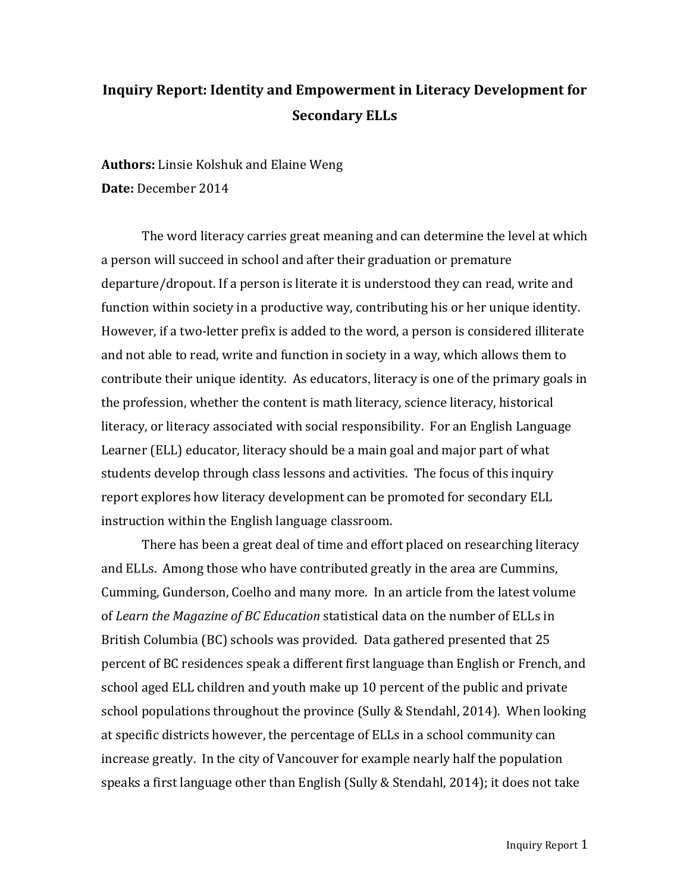# Inquiry Report: Identity and Empowerment in Literacy Development for Secondary ELLs

**Authors:** Linsie Kolshuk and Elaine Weng

**Date:** December 2014

The word literacy carries great meaning and can determine the level at which a person will succeed in school and after their graduation or premature departure/dropout. If a person is literate it is understood they can read, write and function within society in a productive way, contributing his or her unique identity. However, if a two-letter prefix is added to the word, a person is considered illiterate and not able to read, write and function in society in a way, which allows them to contribute their unique identity. As educators, literacy is one of the primary goals in the profession, whether the content is math literacy, science literacy, historical literacy, or literacy associated with social responsibility. For an English Language Learner (ELL) educator, literacy should be a main goal and major part of what students develop through class lessons and activities. The focus of this inquiry report explores how literacy development can be promoted for secondary ELL instruction within the English language classroom.

There has been a great deal of time and effort placed on researching literacy and ELLs. Among those who have contributed greatly in the area are Cummins, Cumming, Gunderson, Coelho and many more. In an article from the latest volume of *Learn the Magazine of BC Education* statistical data on the number of ELLs in British Columbia (BC) schools was provided. Data gathered presented that 25 percent of BC residences speak a different first language than English or French, and school aged ELL children and youth make up 10 percent of the public and private school populations throughout the province (Sully & Stendahl, 2014). When looking at specific districts however, the percentage of ELLs in a school community can increase greatly. In the city of Vancouver for example nearly half the population speaks a first language other than English (Sully & Stendahl, 2014); it does not take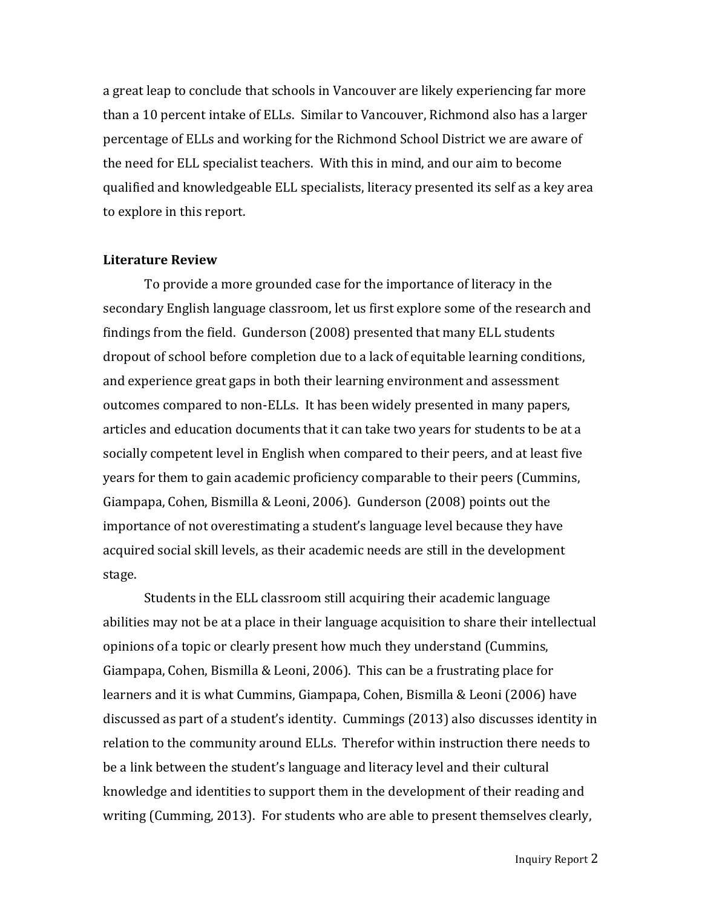a great leap to conclude that schools in Vancouver are likely experiencing far more than a 10 percent intake of ELLs. Similar to Vancouver, Richmond also has a larger percentage of ELLs and working for the Richmond School District we are aware of the need for ELL specialist teachers. With this in mind, and our aim to become qualified and knowledgeable ELL specialists, literacy presented its self as a key area to explore in this report.

## Literature Review

To provide a more grounded case for the importance of literacy in the secondary English language classroom, let us first explore some of the research and findings from the field. Gunderson (2008) presented that many ELL students dropout of school before completion due to a lack of equitable learning conditions, and experience great gaps in both their learning environment and assessment outcomes compared to non-ELLs. It has been widely presented in many papers, articles and education documents that it can take two years for students to be at a socially competent level in English when compared to their peers, and at least five years for them to gain academic proficiency comparable to their peers (Cummins, Giampapa, Cohen, Bismilla & Leoni, 2006). Gunderson (2008) points out the importance of not overestimating a student's language level because they have acquired social skill levels, as their academic needs are still in the development stage.

Students in the ELL classroom still acquiring their academic language abilities may not be at a place in their language acquisition to share their intellectual opinions of a topic or clearly present how much they understand (Cummins, Giampapa, Cohen, Bismilla & Leoni, 2006). This can be a frustrating place for learners and it is what Cummins, Giampapa, Cohen, Bismilla & Leoni (2006) have discussed as part of a student's identity. Cummings (2013) also discusses identity in relation to the community around ELLs. Therefor within instruction there needs to be a link between the student's language and literacy level and their cultural knowledge and identities to support them in the development of their reading and writing (Cumming, 2013). For students who are able to present themselves clearly,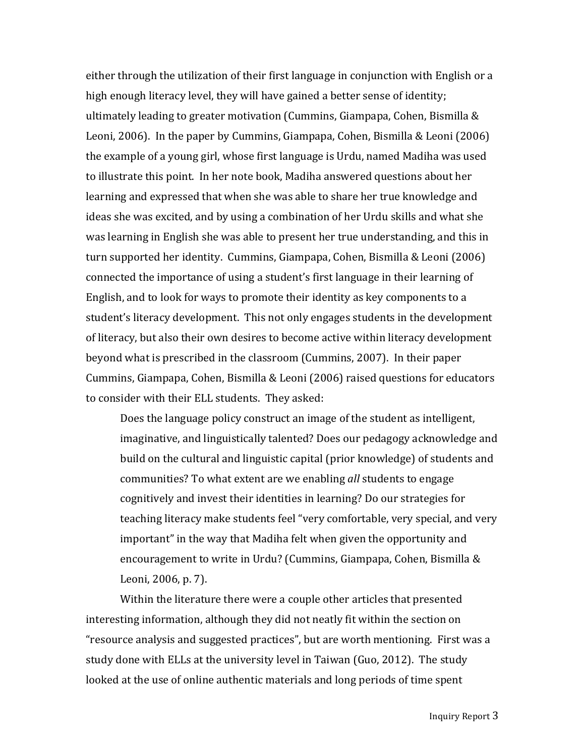either through the utilization of their first language in conjunction with English or a high enough literacy level, they will have gained a better sense of identity; ultimately leading to greater motivation (Cummins, Giampapa, Cohen, Bismilla & Leoni, 2006). In the paper by Cummins, Giampapa, Cohen, Bismilla & Leoni (2006) the example of a young girl, whose first language is Urdu, named Madiha was used to illustrate this point. In her note book, Madiha answered questions about her learning and expressed that when she was able to share her true knowledge and ideas she was excited, and by using a combination of her Urdu skills and what she was learning in English she was able to present her true understanding, and this in turn supported her identity. Cummins, Giampapa, Cohen, Bismilla & Leoni (2006) connected the importance of using a student's first language in their learning of English, and to look for ways to promote their identity as key components to a student's literacy development. This not only engages students in the development of literacy, but also their own desires to become active within literacy development beyond what is prescribed in the classroom (Cummins, 2007). In their paper Cummins, Giampapa, Cohen, Bismilla & Leoni (2006) raised questions for educators to consider with their ELL students. They asked:

> Does the language policy construct an image of the student as intelligent, imaginative, and linguistically talented? Does our pedagogy acknowledge and build on the cultural and linguistic capital (prior knowledge) of students and communities? To what extent are we enabling *all* students to engage cognitively and invest their identities in learning? Do our strategies for teaching literacy make students feel "very comfortable, very special, and very important" in the way that Madiha felt when given the opportunity and encouragement to write in Urdu? (Cummins, Giampapa, Cohen, Bismilla & Leoni, 2006, p. 7).

Within the literature there were a couple other articles that presented interesting information, although they did not neatly fit within the section on "resource analysis and suggested practices", but are worth mentioning. First was a study done with ELLs at the university level in Taiwan (Guo, 2012). The study looked at the use of online authentic materials and long periods of time spent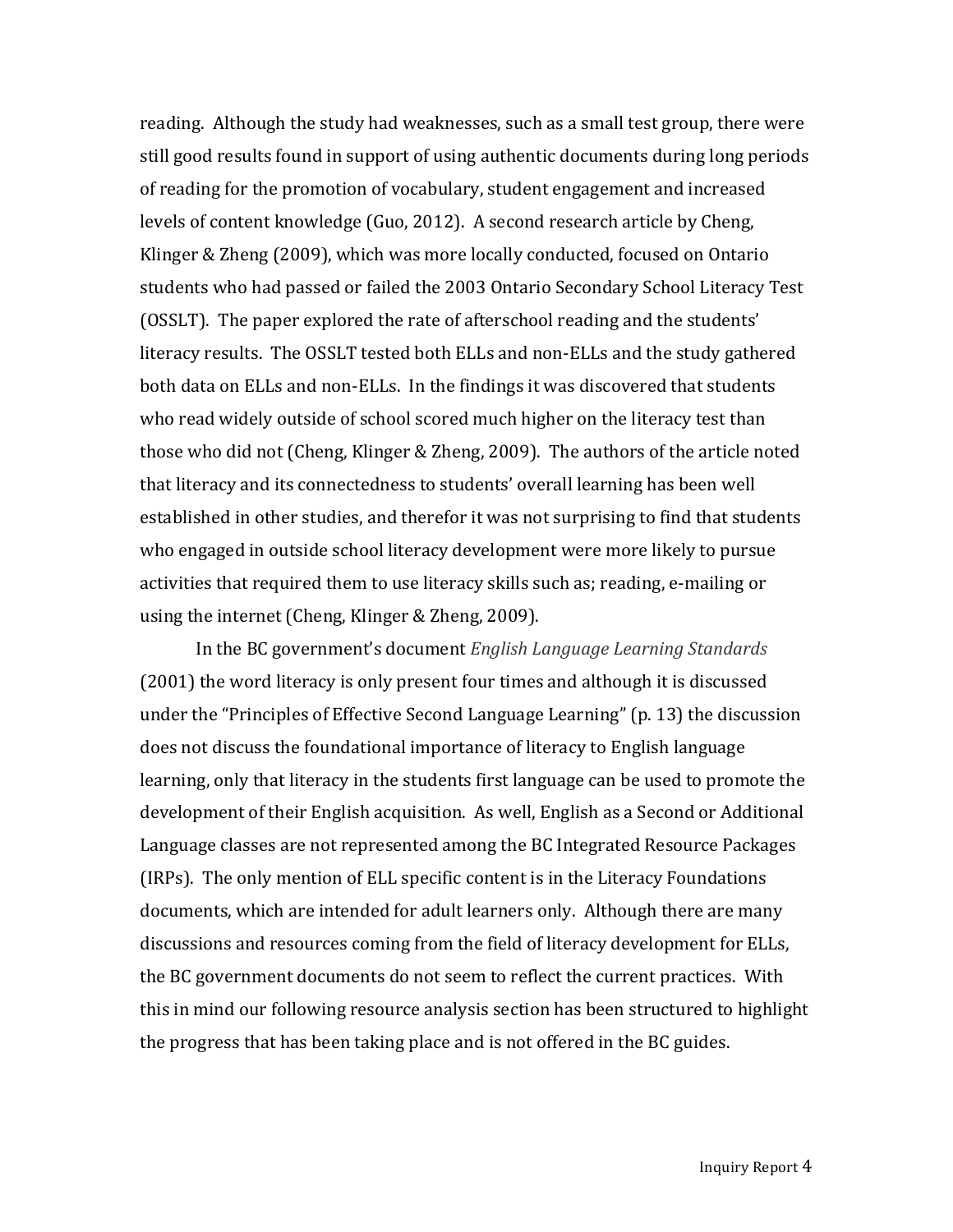reading. Although the study had weaknesses, such as a small test group, there were still good results found in support of using authentic documents during long periods of reading for the promotion of vocabulary, student engagement and increased levels of content knowledge (Guo, 2012). A second research article by Cheng, Klinger & Zheng (2009), which was more locally conducted, focused on Ontario students who had passed or failed the 2003 Ontario Secondary School Literacy Test (OSSLT). The paper explored the rate of afterschool reading and the students' literacy results. The OSSLT tested both ELLs and non-ELLs and the study gathered both data on ELLs and non-ELLs. In the findings it was discovered that students who read widely outside of school scored much higher on the literacy test than those who did not (Cheng, Klinger & Zheng, 2009). The authors of the article noted that literacy and its connectedness to students' overall learning has been well established in other studies, and therefor it was not surprising to find that students who engaged in outside school literacy development were more likely to pursue activities that required them to use literacy skills such as; reading, e-mailing or using the internet (Cheng, Klinger & Zheng, 2009).

In the BC government's document *English Language Learning Standards* (2001) the word literacy is only present four times and although it is discussed under the "Principles of Effective Second Language Learning" (p. 13) the discussion does not discuss the foundational importance of literacy to English language learning, only that literacy in the students first language can be used to promote the development of their English acquisition. As well, English as a Second or Additional Language classes are not represented among the BC Integrated Resource Packages (IRPs). The only mention of ELL specific content is in the Literacy Foundations documents, which are intended for adult learners only. Although there are many discussions and resources coming from the field of literacy development for ELLs, the BC government documents do not seem to reflect the current practices. With this in mind our following resource analysis section has been structured to highlight the progress that has been taking place and is not offered in the BC guides.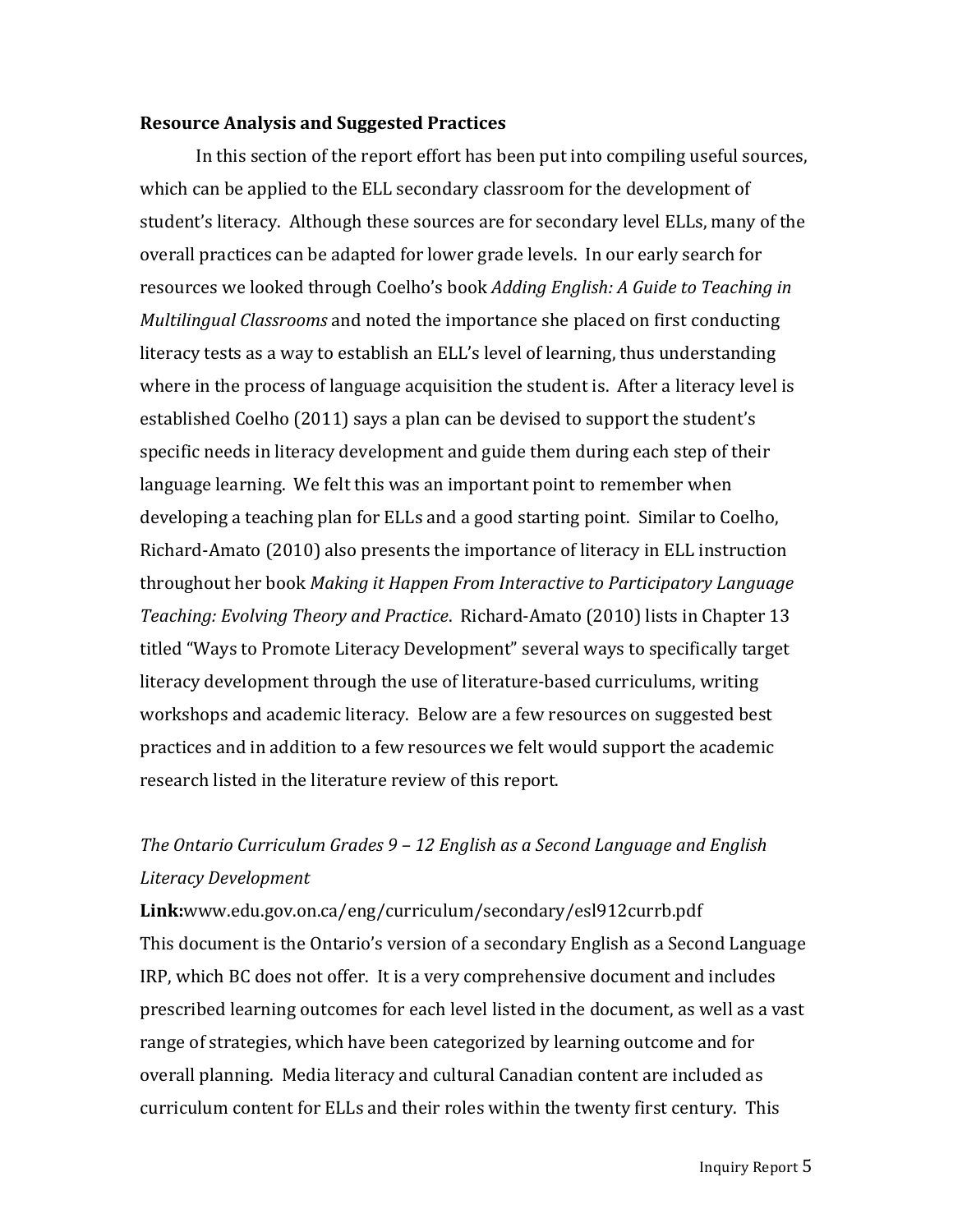**Resource Analysis and Suggested Practices**

In this section of the report effort has been put into compiling useful sources, which can be applied to the ELL secondary classroom for the development of student's literacy. Although these sources are for secondary level ELLs, many of the overall practices can be adapted for lower grade levels. In our early search for resources we looked through Coelho's book *Adding English: A Guide to Teaching in Multilingual Classrooms* and noted the importance she placed on first conducting literacy tests as a way to establish an ELL's level of learning, thus understanding where in the process of language acquisition the student is. After a literacy level is established Coelho (2011) says a plan can be devised to support the student's specific needs in literacy development and guide them during each step of their language learning. We felt this was an important point to remember when developing a teaching plan for ELLs and a good starting point. Similar to Coelho, Richard-Amato (2010) also presents the importance of literacy in ELL instruction throughout her book *Making it Happen From Interactive to Participatory Language Teaching: Evolving Theory and Practice*. Richard-Amato (2010) lists in Chapter 13 titled "Ways to Promote Literacy Development" several ways to specifically target literacy development through the use of literature-based curriculums, writing workshops and academic literacy. Below are a few resources on suggested best practices and in addition to a few resources we felt would support the academic research listed in the literature review of this report.

*The Ontario Curriculum Grades 9 – 12 English as a Second Language and English Literacy Development*

**Link:**www.edu.gov.on.ca/eng/curriculum/secondary/esl912currb.pdf
This document is the Ontario's version of a secondary English as a Second Language IRP, which BC does not offer. It is a very comprehensive document and includes prescribed learning outcomes for each level listed in the document, as well as a vast range of strategies, which have been categorized by learning outcome and for overall planning. Media literacy and cultural Canadian content are included as curriculum content for ELLs and their roles within the twenty first century. This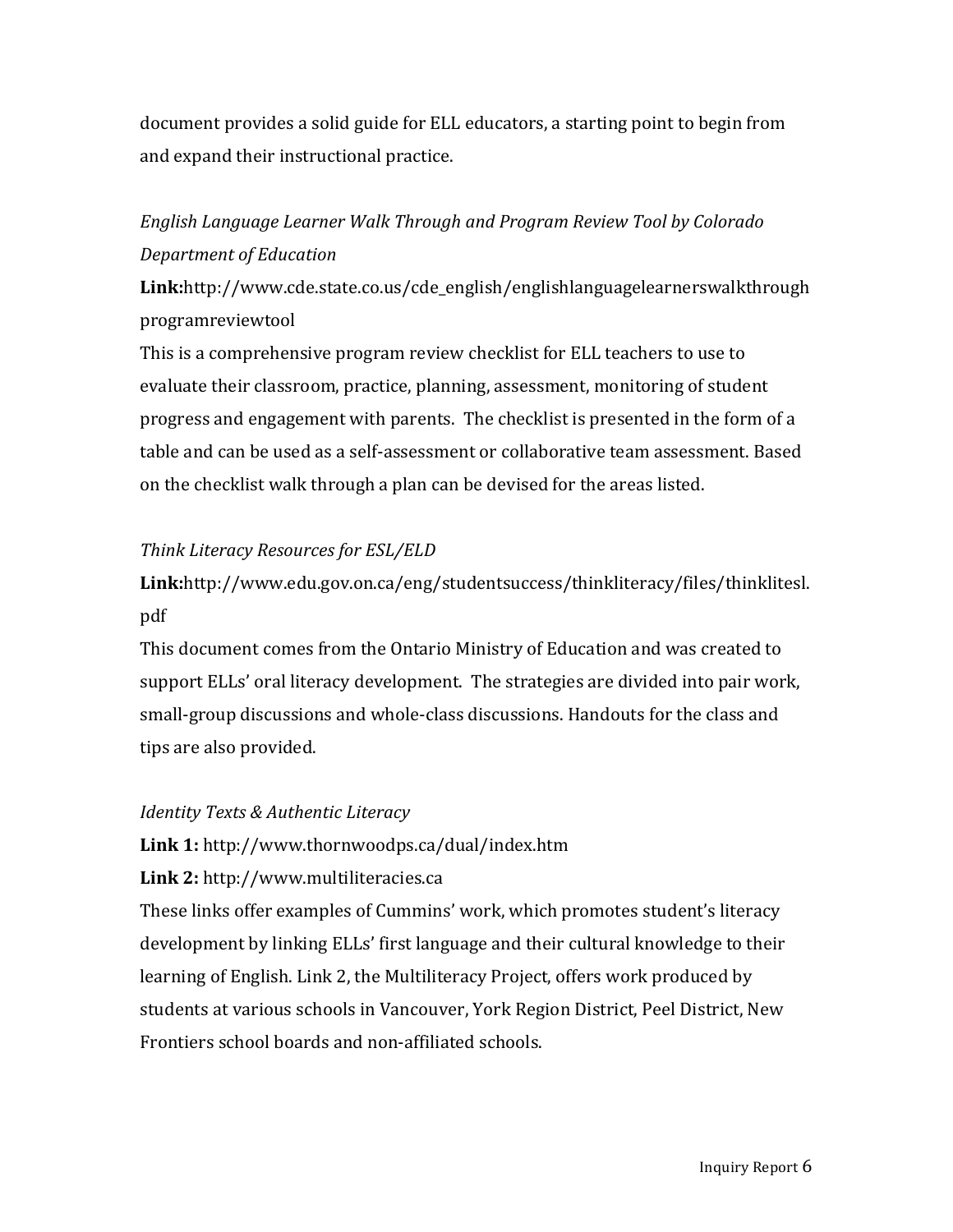document provides a solid guide for ELL educators, a starting point to begin from and expand their instructional practice.

*English Language Learner Walk Through and Program Review Tool by Colorado Department of Education*

**Link:**http://www.cde.state.co.us/cde_english/englishlanguagelearnerswalkthroughprogramreviewtool

This is a comprehensive program review checklist for ELL teachers to use to evaluate their classroom, practice, planning, assessment, monitoring of student progress and engagement with parents. The checklist is presented in the form of a table and can be used as a self-assessment or collaborative team assessment. Based on the checklist walk through a plan can be devised for the areas listed.

*Think Literacy Resources for ESL/ELD*

**Link:**http://www.edu.gov.on.ca/eng/studentsuccess/thinkliteracy/files/thinklitesl.pdf

This document comes from the Ontario Ministry of Education and was created to support ELLs' oral literacy development. The strategies are divided into pair work, small-group discussions and whole-class discussions. Handouts for the class and tips are also provided.

*Identity Texts & Authentic Literacy*

**Link 1:** http://www.thornwoodps.ca/dual/index.htm

**Link 2:** http://www.multiliteracies.ca

These links offer examples of Cummins' work, which promotes student's literacy development by linking ELLs' first language and their cultural knowledge to their learning of English. Link 2, the Multiliteracy Project, offers work produced by students at various schools in Vancouver, York Region District, Peel District, New Frontiers school boards and non-affiliated schools.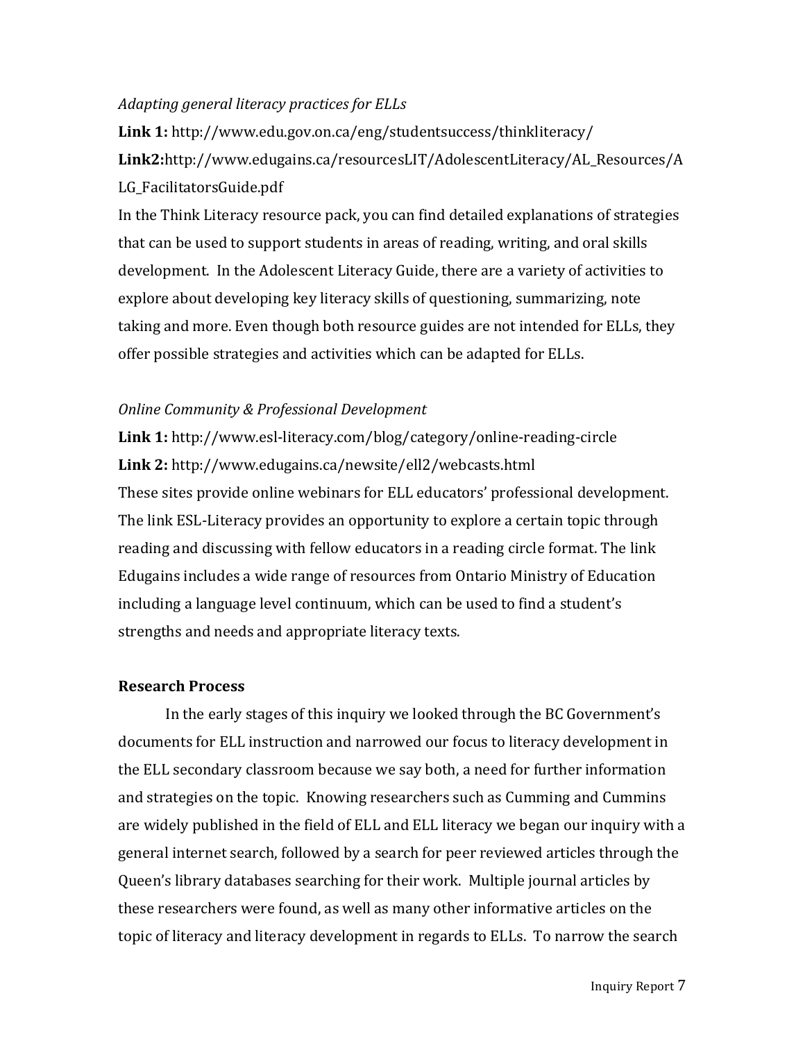*Adapting general literacy practices for ELLs*

**Link 1:** http://www.edu.gov.on.ca/eng/studentsuccess/thinkliteracy/

**Link2:**http://www.edugains.ca/resourcesLIT/AdolescentLiteracy/AL_Resources/ALG_FacilitatorsGuide.pdf

In the Think Literacy resource pack, you can find detailed explanations of strategies that can be used to support students in areas of reading, writing, and oral skills development. In the Adolescent Literacy Guide, there are a variety of activities to explore about developing key literacy skills of questioning, summarizing, note taking and more. Even though both resource guides are not intended for ELLs, they offer possible strategies and activities which can be adapted for ELLs.

*Online Community & Professional Development*

**Link 1:** http://www.esl-literacy.com/blog/category/online-reading-circle

**Link 2:** http://www.edugains.ca/newsite/ell2/webcasts.html

These sites provide online webinars for ELL educators' professional development. The link ESL-Literacy provides an opportunity to explore a certain topic through reading and discussing with fellow educators in a reading circle format. The link Edugains includes a wide range of resources from Ontario Ministry of Education including a language level continuum, which can be used to find a student's strengths and needs and appropriate literacy texts.

**Research Process**

In the early stages of this inquiry we looked through the BC Government's documents for ELL instruction and narrowed our focus to literacy development in the ELL secondary classroom because we say both, a need for further information and strategies on the topic. Knowing researchers such as Cumming and Cummins are widely published in the field of ELL and ELL literacy we began our inquiry with a general internet search, followed by a search for peer reviewed articles through the Queen's library databases searching for their work. Multiple journal articles by these researchers were found, as well as many other informative articles on the topic of literacy and literacy development in regards to ELLs. To narrow the search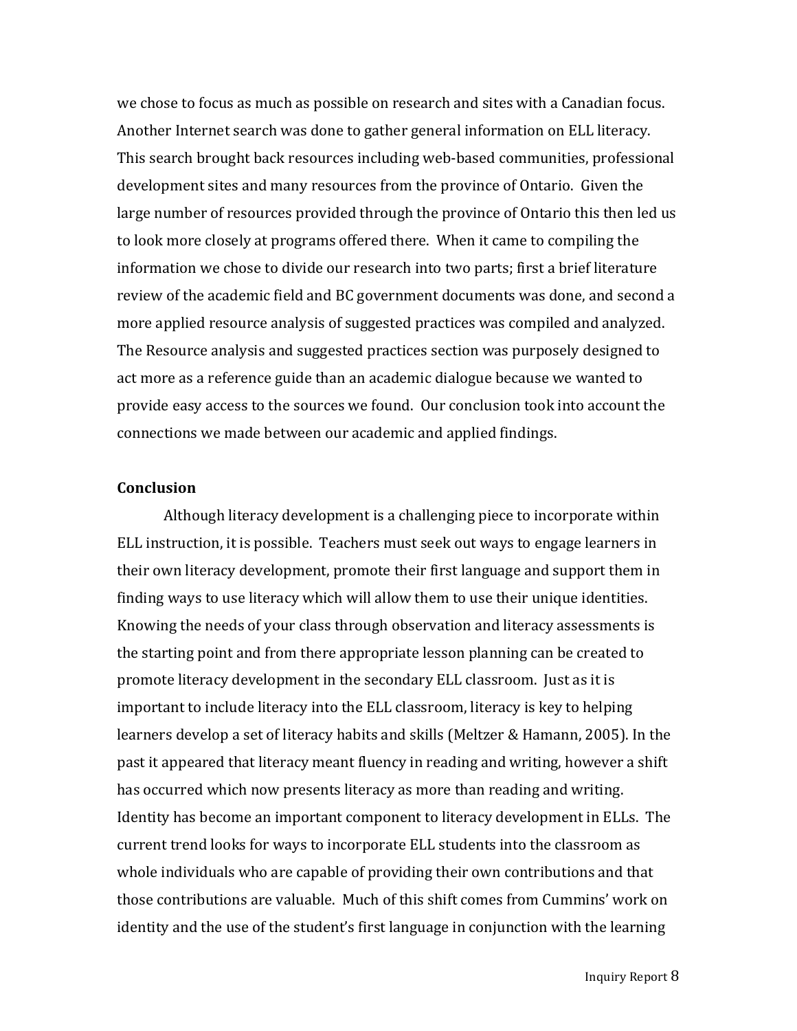we chose to focus as much as possible on research and sites with a Canadian focus. Another Internet search was done to gather general information on ELL literacy. This search brought back resources including web-based communities, professional development sites and many resources from the province of Ontario. Given the large number of resources provided through the province of Ontario this then led us to look more closely at programs offered there. When it came to compiling the information we chose to divide our research into two parts; first a brief literature review of the academic field and BC government documents was done, and second a more applied resource analysis of suggested practices was compiled and analyzed. The Resource analysis and suggested practices section was purposely designed to act more as a reference guide than an academic dialogue because we wanted to provide easy access to the sources we found. Our conclusion took into account the connections we made between our academic and applied findings.

**Conclusion**

Although literacy development is a challenging piece to incorporate within ELL instruction, it is possible. Teachers must seek out ways to engage learners in their own literacy development, promote their first language and support them in finding ways to use literacy which will allow them to use their unique identities. Knowing the needs of your class through observation and literacy assessments is the starting point and from there appropriate lesson planning can be created to promote literacy development in the secondary ELL classroom. Just as it is important to include literacy into the ELL classroom, literacy is key to helping learners develop a set of literacy habits and skills (Meltzer & Hamann, 2005). In the past it appeared that literacy meant fluency in reading and writing, however a shift has occurred which now presents literacy as more than reading and writing. Identity has become an important component to literacy development in ELLs. The current trend looks for ways to incorporate ELL students into the classroom as whole individuals who are capable of providing their own contributions and that those contributions are valuable. Much of this shift comes from Cummins' work on identity and the use of the student's first language in conjunction with the learning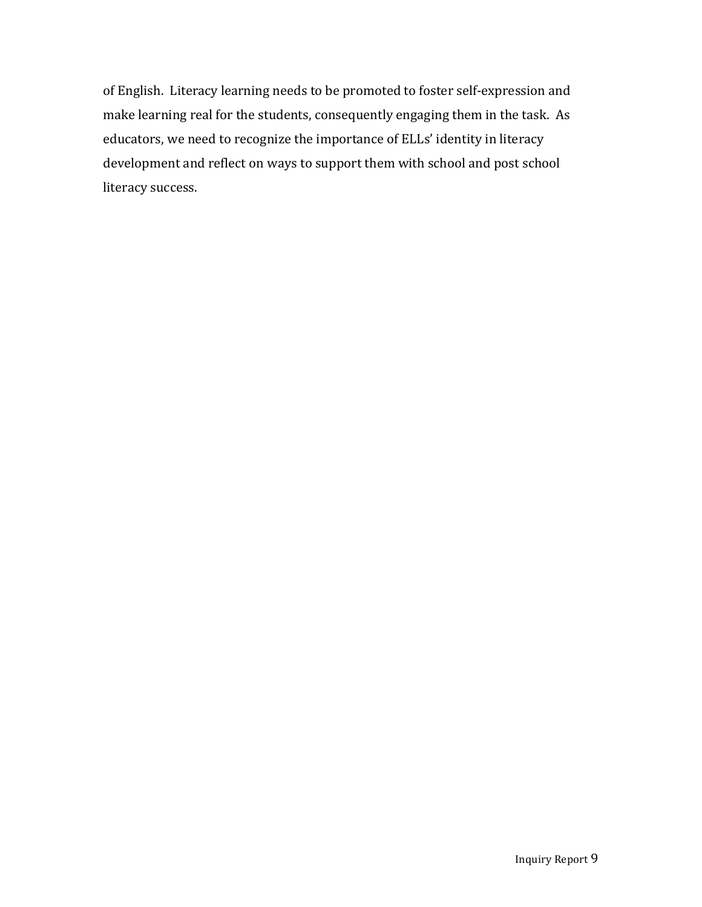of English. Literacy learning needs to be promoted to foster self-expression and make learning real for the students, consequently engaging them in the task. As educators, we need to recognize the importance of ELLs' identity in literacy development and reflect on ways to support them with school and post school literacy success.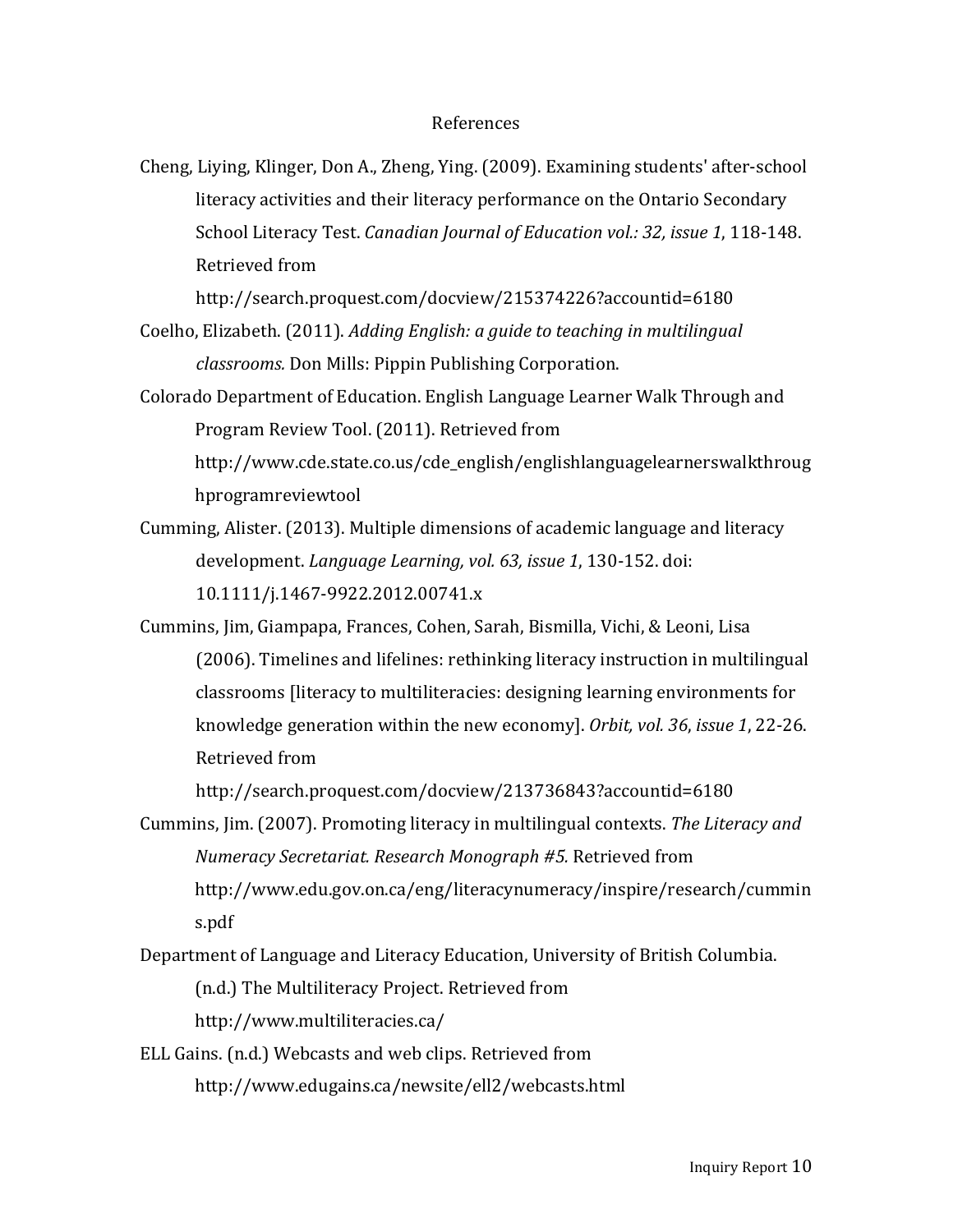# References

Cheng, Liying, Klinger, Don A., Zheng, Ying. (2009). Examining students' after-school literacy activities and their literacy performance on the Ontario Secondary School Literacy Test. *Canadian Journal of Education vol.: 32, issue 1*, 118-148. Retrieved from http://search.proquest.com/docview/215374226?accountid=6180

Coelho, Elizabeth. (2011). *Adding English: a guide to teaching in multilingual classrooms.* Don Mills: Pippin Publishing Corporation.

Colorado Department of Education. English Language Learner Walk Through and Program Review Tool. (2011). Retrieved from http://www.cde.state.co.us/cde_english/englishlanguagelearnerswalkthroughprogramreviewtool

Cumming, Alister. (2013). Multiple dimensions of academic language and literacy development. *Language Learning, vol. 63, issue 1*, 130-152. doi: 10.1111/j.1467-9922.2012.00741.x

Cummins, Jim, Giampapa, Frances, Cohen, Sarah, Bismilla, Vichi, & Leoni, Lisa (2006). Timelines and lifelines: rethinking literacy instruction in multilingual classrooms [literacy to multiliteracies: designing learning environments for knowledge generation within the new economy]. *Orbit, vol. 36*, *issue 1*, 22-26. Retrieved from http://search.proquest.com/docview/213736843?accountid=6180

Cummins, Jim. (2007). Promoting literacy in multilingual contexts. *The Literacy and Numeracy Secretariat. Research Monograph #5.* Retrieved from http://www.edu.gov.on.ca/eng/literacynumeracy/inspire/research/cummins.pdf

Department of Language and Literacy Education, University of British Columbia. (n.d.) The Multiliteracy Project. Retrieved from http://www.multiliteracies.ca/

ELL Gains. (n.d.) Webcasts and web clips. Retrieved from http://www.edugains.ca/newsite/ell2/webcasts.html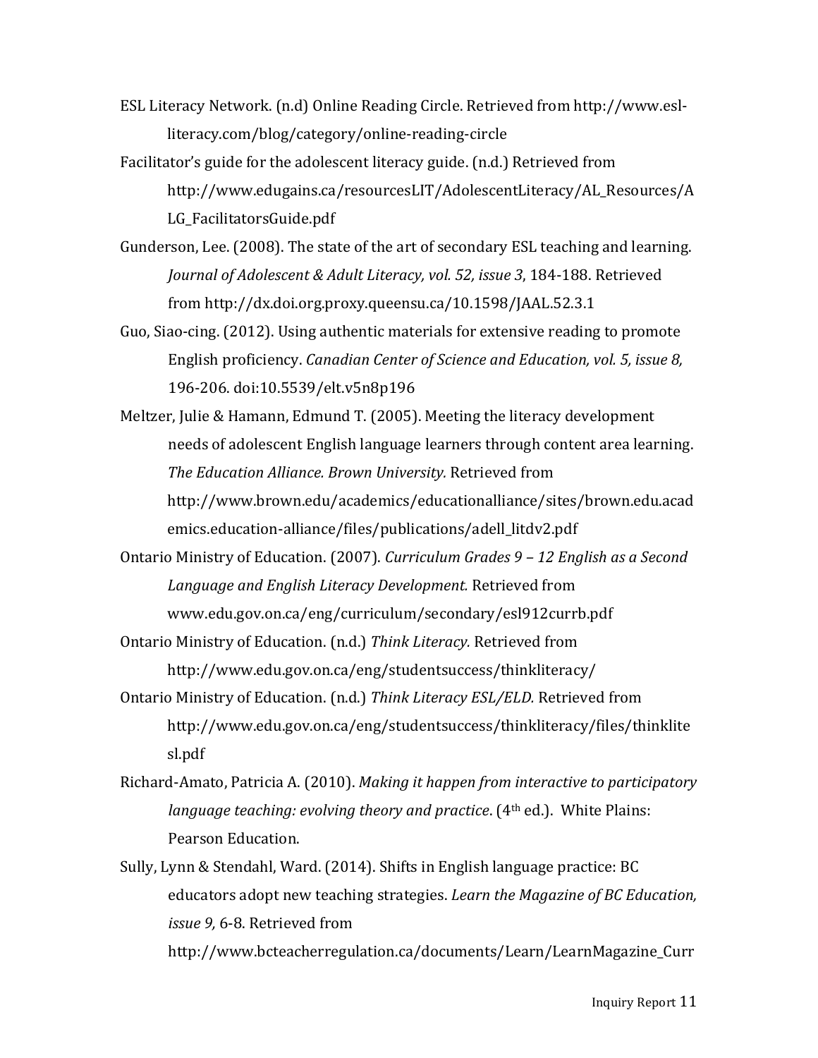ESL Literacy Network. (n.d) Online Reading Circle. Retrieved from http://www.esl-literacy.com/blog/category/online-reading-circle

Facilitator's guide for the adolescent literacy guide. (n.d.) Retrieved from http://www.edugains.ca/resourcesLIT/AdolescentLiteracy/AL_Resources/ALG_FacilitatorsGuide.pdf

Gunderson, Lee. (2008). The state of the art of secondary ESL teaching and learning. *Journal of Adolescent & Adult Literacy, vol. 52, issue 3*, 184-188. Retrieved from http://dx.doi.org.proxy.queensu.ca/10.1598/JAAL.52.3.1

Guo, Siao-cing. (2012). Using authentic materials for extensive reading to promote English proficiency. *Canadian Center of Science and Education, vol. 5, issue 8,* 196-206. doi:10.5539/elt.v5n8p196

Meltzer, Julie & Hamann, Edmund T. (2005). Meeting the literacy development needs of adolescent English language learners through content area learning. *The Education Alliance. Brown University.* Retrieved from http://www.brown.edu/academics/educationalliance/sites/brown.edu.academics.education-alliance/files/publications/adell_litdv2.pdf

Ontario Ministry of Education. (2007). *Curriculum Grades 9 – 12 English as a Second Language and English Literacy Development.* Retrieved from www.edu.gov.on.ca/eng/curriculum/secondary/esl912currb.pdf

Ontario Ministry of Education. (n.d.) *Think Literacy.* Retrieved from http://www.edu.gov.on.ca/eng/studentsuccess/thinkliteracy/

Ontario Ministry of Education. (n.d.) *Think Literacy ESL/ELD.* Retrieved from http://www.edu.gov.on.ca/eng/studentsuccess/thinkliteracy/files/thinkliteslsl.pdf

Richard-Amato, Patricia A. (2010). *Making it happen from interactive to participatory language teaching: evolving theory and practice*. (4th ed.). White Plains: Pearson Education.

Sully, Lynn & Stendahl, Ward. (2014). Shifts in English language practice: BC educators adopt new teaching strategies. *Learn the Magazine of BC Education, issue 9,* 6-8. Retrieved from http://www.bcteacherregulation.ca/documents/Learn/LearnMagazine_Curr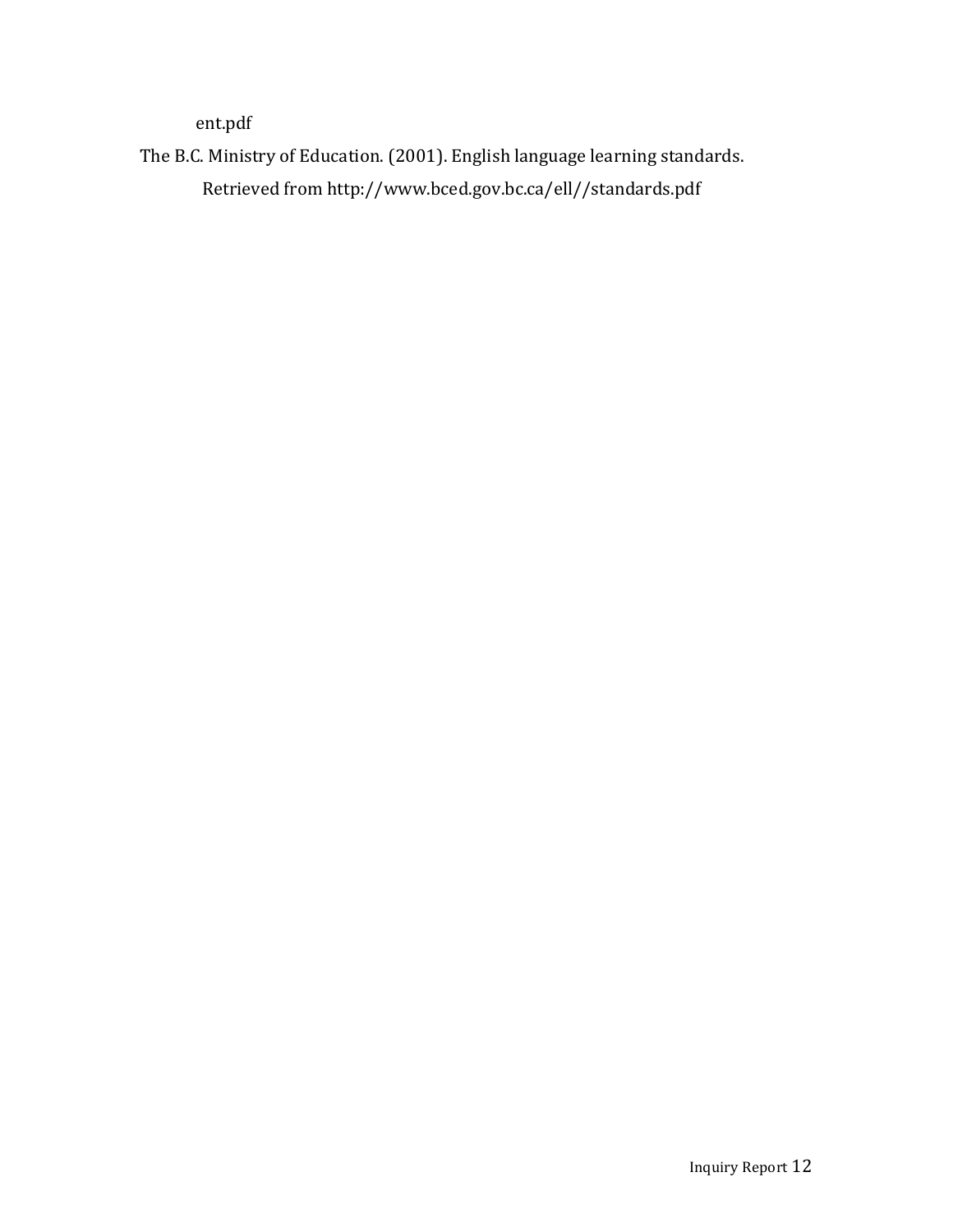ent.pdf

The B.C. Ministry of Education. (2001). English language learning standards. Retrieved from http://www.bced.gov.bc.ca/ell//standards.pdf